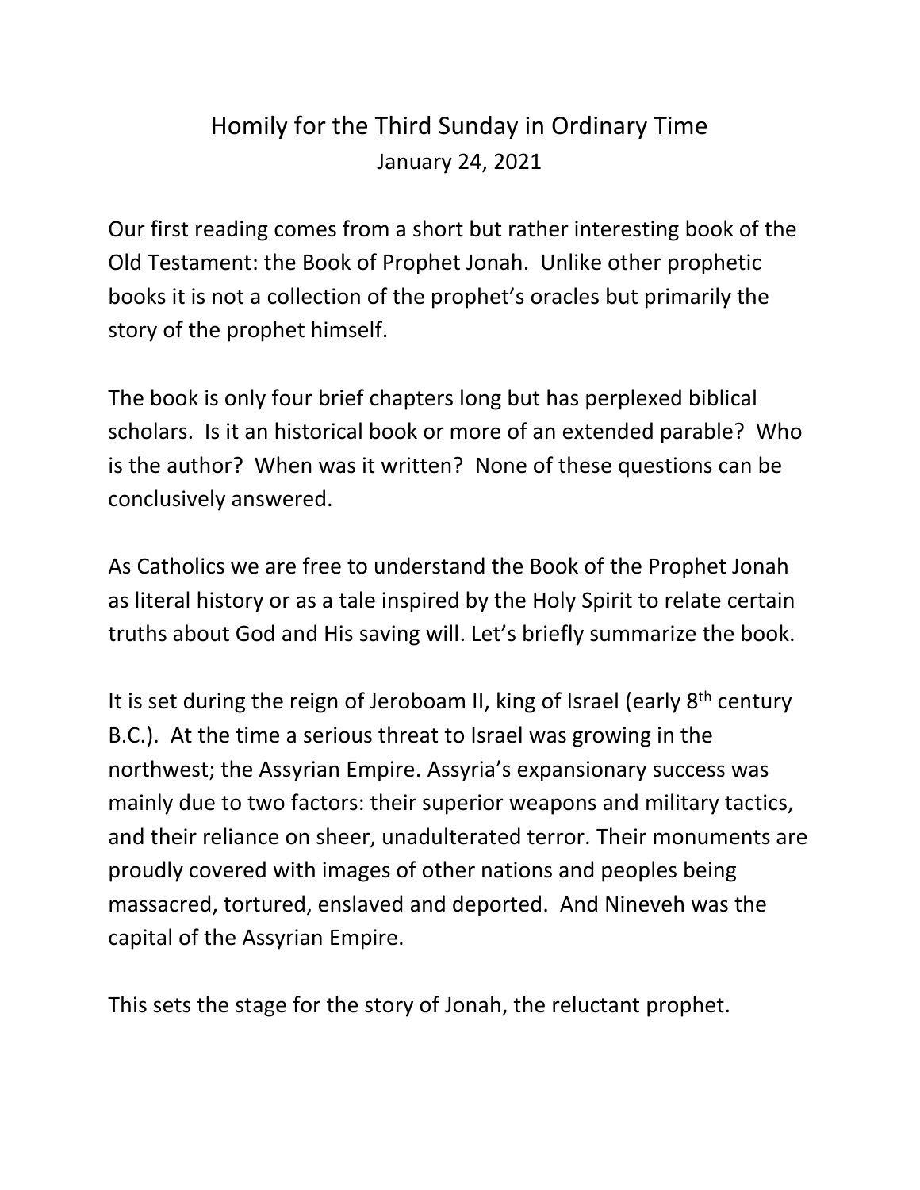# Homily for the Third Sunday in Ordinary Time

January 24, 2021

Our first reading comes from a short but rather interesting book of the Old Testament: the Book of Prophet Jonah. Unlike other prophetic books it is not a collection of the prophet's oracles but primarily the story of the prophet himself.

The book is only four brief chapters long but has perplexed biblical scholars. Is it an historical book or more of an extended parable? Who is the author? When was it written? None of these questions can be conclusively answered.

As Catholics we are free to understand the Book of the Prophet Jonah as literal history or as a tale inspired by the Holy Spirit to relate certain truths about God and His saving will. Let's briefly summarize the book.

It is set during the reign of Jeroboam II, king of Israel (early 8th century B.C.). At the time a serious threat to Israel was growing in the northwest; the Assyrian Empire. Assyria's expansionary success was mainly due to two factors: their superior weapons and military tactics, and their reliance on sheer, unadulterated terror. Their monuments are proudly covered with images of other nations and peoples being massacred, tortured, enslaved and deported. And Nineveh was the capital of the Assyrian Empire.

This sets the stage for the story of Jonah, the reluctant prophet.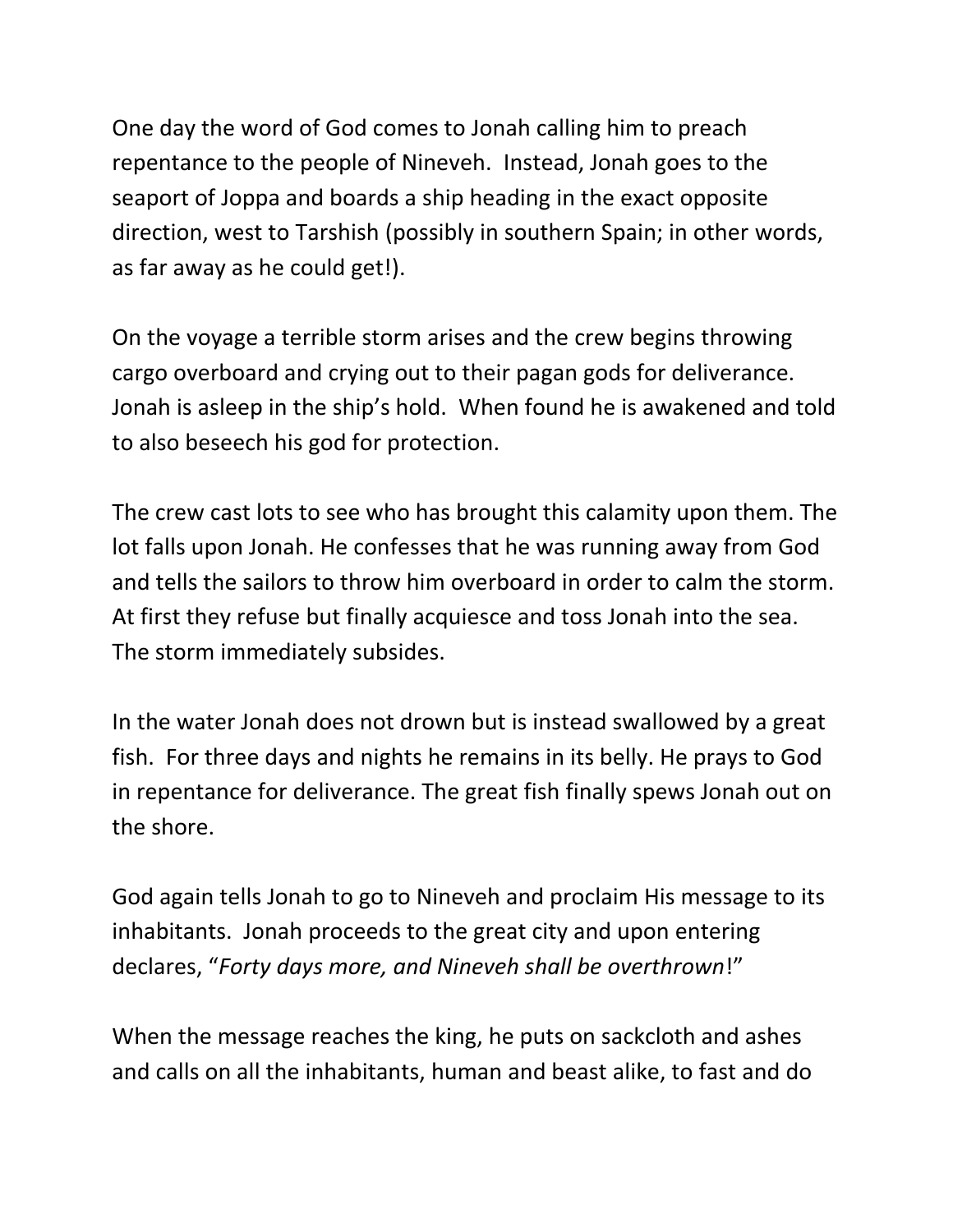One day the word of God comes to Jonah calling him to preach repentance to the people of Nineveh. Instead, Jonah goes to the seaport of Joppa and boards a ship heading in the exact opposite direction, west to Tarshish (possibly in southern Spain; in other words, as far away as he could get!).

On the voyage a terrible storm arises and the crew begins throwing cargo overboard and crying out to their pagan gods for deliverance. Jonah is asleep in the ship's hold. When found he is awakened and told to also beseech his god for protection.

The crew cast lots to see who has brought this calamity upon them. The lot falls upon Jonah. He confesses that he was running away from God and tells the sailors to throw him overboard in order to calm the storm. At first they refuse but finally acquiesce and toss Jonah into the sea. The storm immediately subsides.

In the water Jonah does not drown but is instead swallowed by a great fish. For three days and nights he remains in its belly. He prays to God in repentance for deliverance. The great fish finally spews Jonah out on the shore.

God again tells Jonah to go to Nineveh and proclaim His message to its inhabitants. Jonah proceeds to the great city and upon entering declares, "*Forty days more, and Nineveh shall be overthrown*!"

When the message reaches the king, he puts on sackcloth and ashes and calls on all the inhabitants, human and beast alike, to fast and do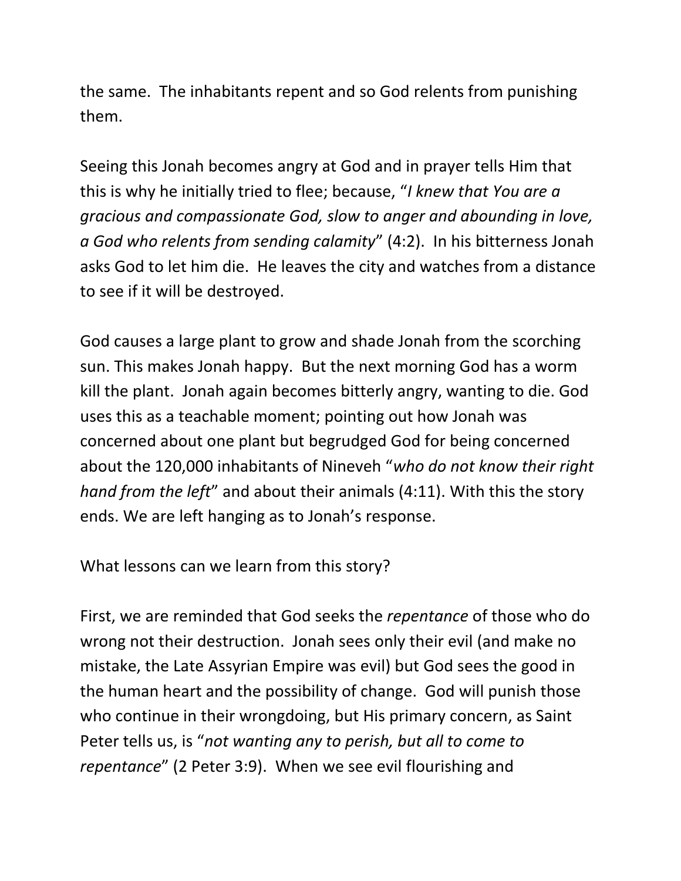the same. The inhabitants repent and so God relents from punishing them.

Seeing this Jonah becomes angry at God and in prayer tells Him that this is why he initially tried to flee; because, "*I knew that You are a gracious and compassionate God, slow to anger and abounding in love, a God who relents from sending calamity*" (4:2). In his bitterness Jonah asks God to let him die. He leaves the city and watches from a distance to see if it will be destroyed.

God causes a large plant to grow and shade Jonah from the scorching sun. This makes Jonah happy. But the next morning God has a worm kill the plant. Jonah again becomes bitterly angry, wanting to die. God uses this as a teachable moment; pointing out how Jonah was concerned about one plant but begrudged God for being concerned about the 120,000 inhabitants of Nineveh "*who do not know their right hand from the left*" and about their animals (4:11). With this the story ends. We are left hanging as to Jonah's response.

What lessons can we learn from this story?

First, we are reminded that God seeks the *repentance* of those who do wrong not their destruction. Jonah sees only their evil (and make no mistake, the Late Assyrian Empire was evil) but God sees the good in the human heart and the possibility of change. God will punish those who continue in their wrongdoing, but His primary concern, as Saint Peter tells us, is "*not wanting any to perish, but all to come to repentance*" (2 Peter 3:9). When we see evil flourishing and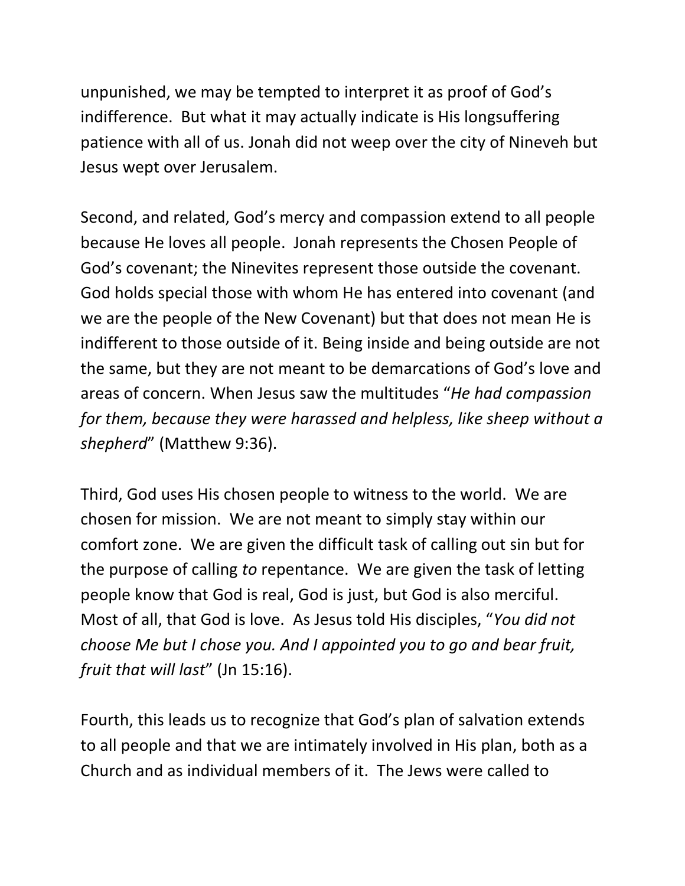unpunished, we may be tempted to interpret it as proof of God's indifference.  But what it may actually indicate is His longsuffering patience with all of us. Jonah did not weep over the city of Nineveh but Jesus wept over Jerusalem.

Second, and related, God's mercy and compassion extend to all people because He loves all people.  Jonah represents the Chosen People of God's covenant; the Ninevites represent those outside the covenant.  God holds special those with whom He has entered into covenant (and we are the people of the New Covenant) but that does not mean He is indifferent to those outside of it. Being inside and being outside are not the same, but they are not meant to be demarcations of God's love and areas of concern. When Jesus saw the multitudes "*He had compassion for them, because they were harassed and helpless, like sheep without a shepherd*" (Matthew 9:36).

Third, God uses His chosen people to witness to the world.  We are chosen for mission.  We are not meant to simply stay within our comfort zone.  We are given the difficult task of calling out sin but for the purpose of calling *to* repentance.  We are given the task of letting people know that God is real, God is just, but God is also merciful.  Most of all, that God is love.  As Jesus told His disciples, "*You did not choose Me but I chose you. And I appointed you to go and bear fruit, fruit that will last*" (Jn 15:16).

Fourth, this leads us to recognize that God's plan of salvation extends to all people and that we are intimately involved in His plan, both as a Church and as individual members of it.  The Jews were called to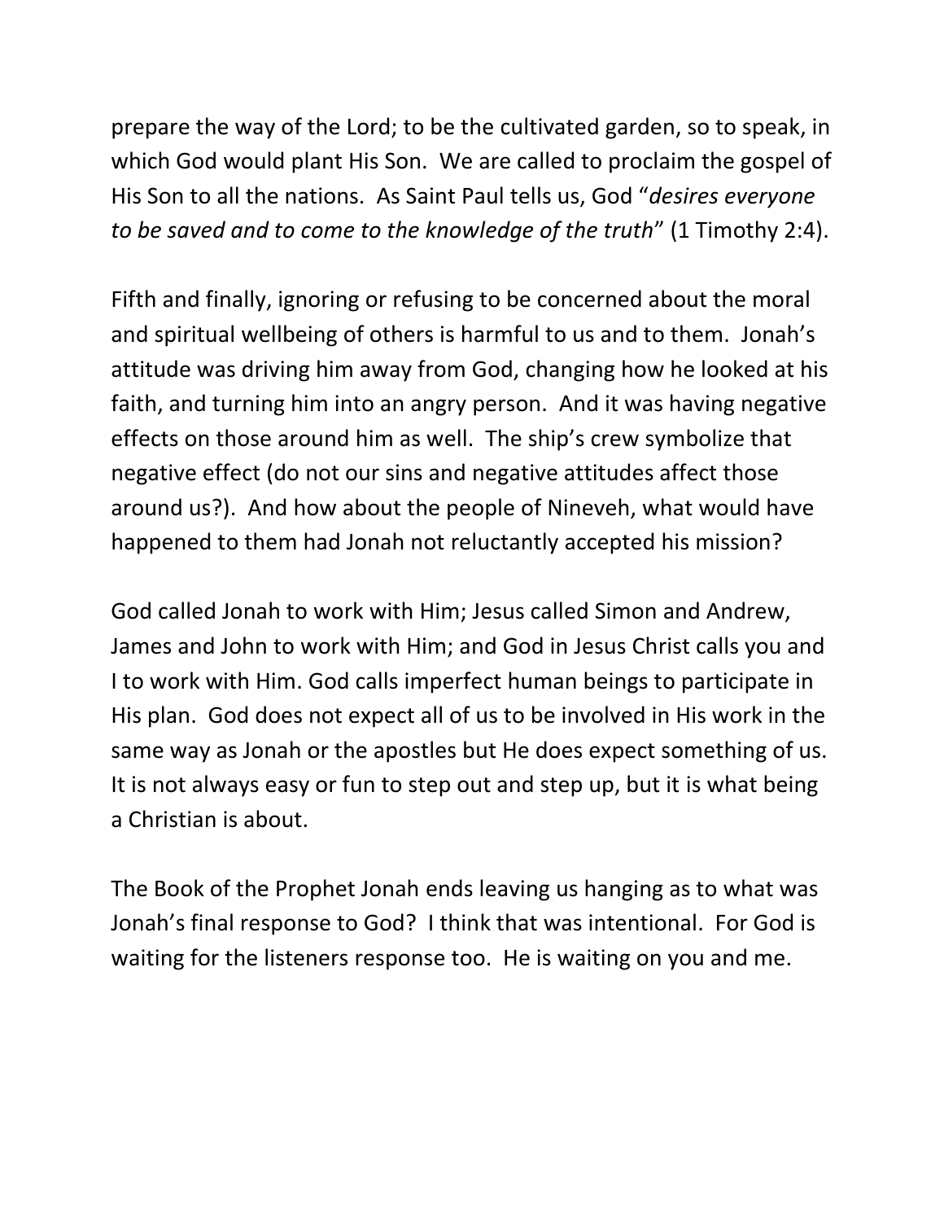prepare the way of the Lord; to be the cultivated garden, so to speak, in which God would plant His Son. We are called to proclaim the gospel of His Son to all the nations. As Saint Paul tells us, God "*desires everyone to be saved and to come to the knowledge of the truth*" (1 Timothy 2:4).

Fifth and finally, ignoring or refusing to be concerned about the moral and spiritual wellbeing of others is harmful to us and to them. Jonah's attitude was driving him away from God, changing how he looked at his faith, and turning him into an angry person. And it was having negative effects on those around him as well. The ship's crew symbolize that negative effect (do not our sins and negative attitudes affect those around us?). And how about the people of Nineveh, what would have happened to them had Jonah not reluctantly accepted his mission?

God called Jonah to work with Him; Jesus called Simon and Andrew, James and John to work with Him; and God in Jesus Christ calls you and I to work with Him. God calls imperfect human beings to participate in His plan. God does not expect all of us to be involved in His work in the same way as Jonah or the apostles but He does expect something of us. It is not always easy or fun to step out and step up, but it is what being a Christian is about.

The Book of the Prophet Jonah ends leaving us hanging as to what was Jonah's final response to God? I think that was intentional. For God is waiting for the listeners response too. He is waiting on you and me.